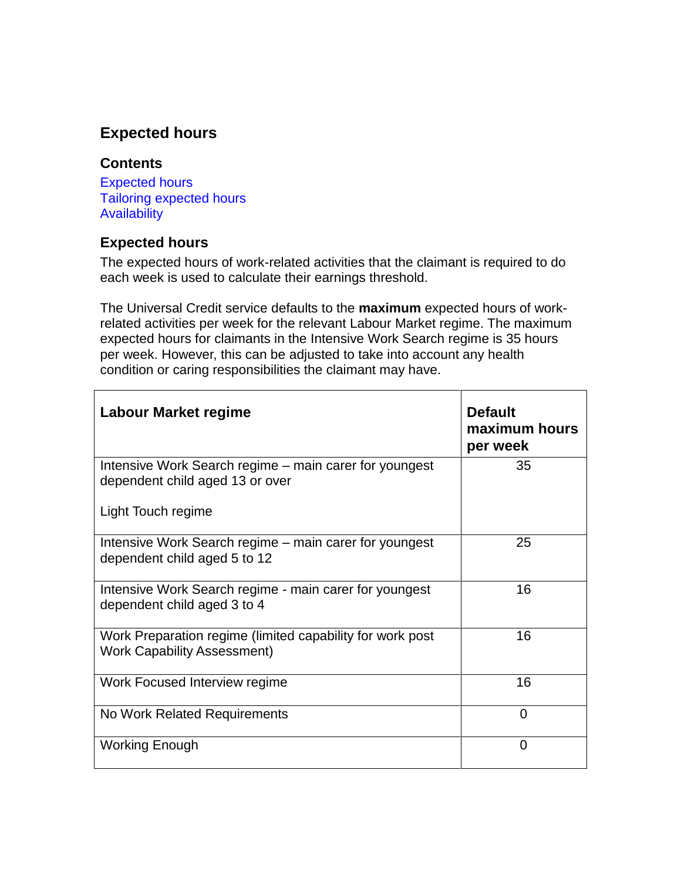# Expected hours

## Contents

Expected hours
Tailoring expected hours
Availability

## Expected hours

The expected hours of work-related activities that the claimant is required to do each week is used to calculate their earnings threshold.

The Universal Credit service defaults to the **maximum** expected hours of work-related activities per week for the relevant Labour Market regime. The maximum expected hours for claimants in the Intensive Work Search regime is 35 hours per week. However, this can be adjusted to take into account any health condition or caring responsibilities the claimant may have.

| Labour Market regime | Default maximum hours per week |
|---|---|
| Intensive Work Search regime – main carer for youngest dependent child aged 13 or over<br><br>Light Touch regime | 35 |
| Intensive Work Search regime – main carer for youngest dependent child aged 5 to 12 | 25 |
| Intensive Work Search regime - main carer for youngest dependent child aged 3 to 4 | 16 |
| Work Preparation regime (limited capability for work post Work Capability Assessment) | 16 |
| Work Focused Interview regime | 16 |
| No Work Related Requirements | 0 |
| Working Enough | 0 |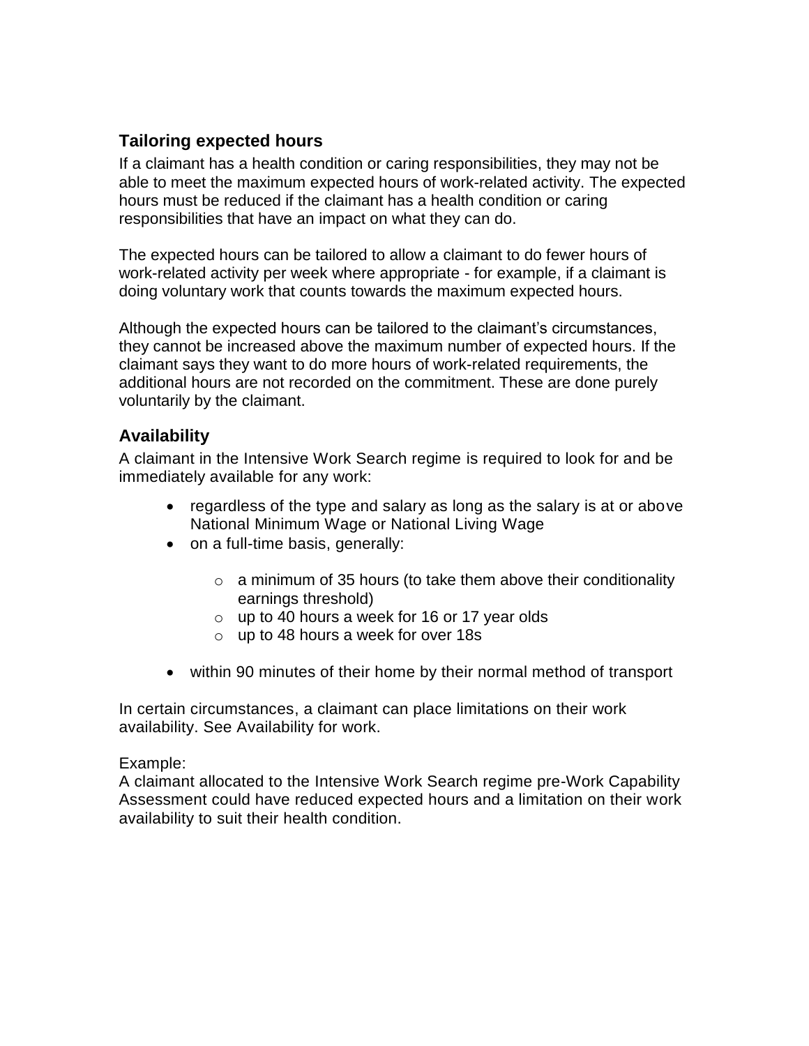## Tailoring expected hours

If a claimant has a health condition or caring responsibilities, they may not be able to meet the maximum expected hours of work-related activity. The expected hours must be reduced if the claimant has a health condition or caring responsibilities that have an impact on what they can do.

The expected hours can be tailored to allow a claimant to do fewer hours of work-related activity per week where appropriate - for example, if a claimant is doing voluntary work that counts towards the maximum expected hours.

Although the expected hours can be tailored to the claimant's circumstances, they cannot be increased above the maximum number of expected hours. If the claimant says they want to do more hours of work-related requirements, the additional hours are not recorded on the commitment. These are done purely voluntarily by the claimant.

## Availability

A claimant in the Intensive Work Search regime is required to look for and be immediately available for any work:

- regardless of the type and salary as long as the salary is at or above National Minimum Wage or National Living Wage
- on a full-time basis, generally:
  - a minimum of 35 hours (to take them above their conditionality earnings threshold)
  - up to 40 hours a week for 16 or 17 year olds
  - up to 48 hours a week for over 18s
- within 90 minutes of their home by their normal method of transport

In certain circumstances, a claimant can place limitations on their work availability. See Availability for work.

Example:
A claimant allocated to the Intensive Work Search regime pre-Work Capability Assessment could have reduced expected hours and a limitation on their work availability to suit their health condition.